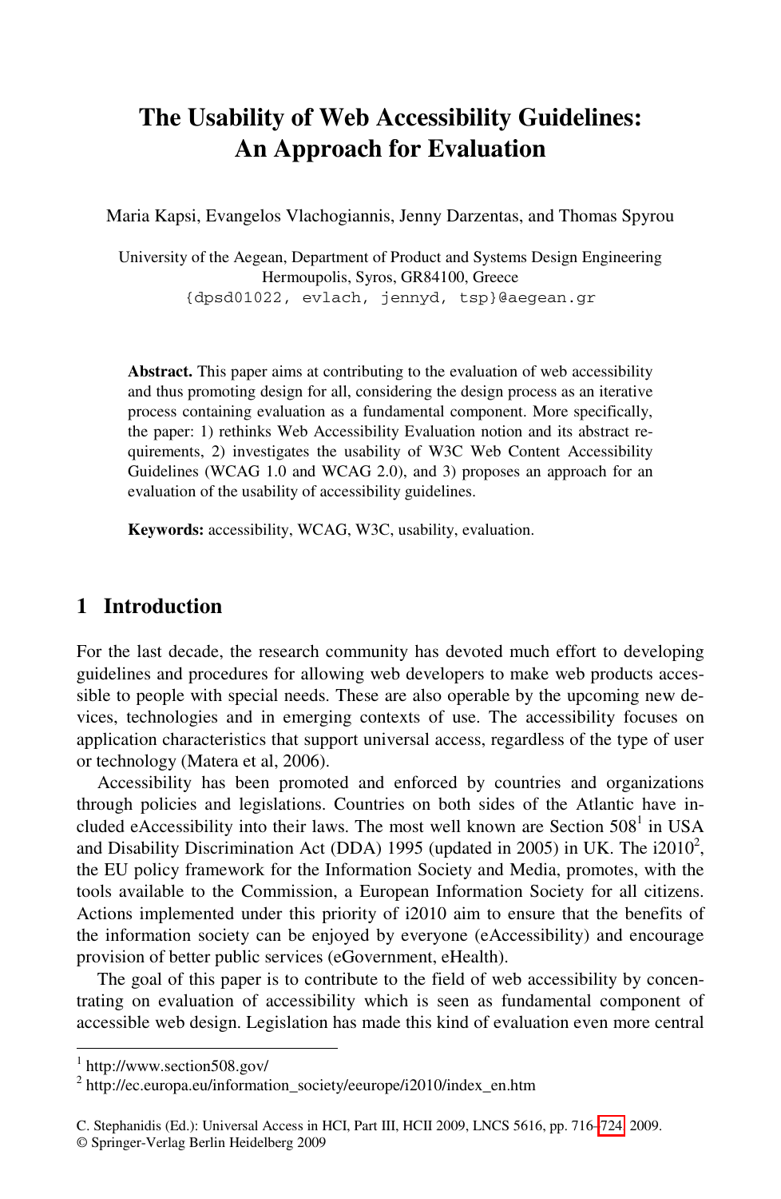# The Usability of Web Accessibility Guidelines: An Approach for Evaluation

Maria Kapsi, Evangelos Vlachogiannis, Jenny Darzentas, and Thomas Spyrou

University of the Aegean, Department of Product and Systems Design Engineering
Hermoupolis, Syros, GR84100, Greece
{dpsd01022, evlach, jennyd, tsp}@aegean.gr

**Abstract.** This paper aims at contributing to the evaluation of web accessibility and thus promoting design for all, considering the design process as an iterative process containing evaluation as a fundamental component. More specifically, the paper: 1) rethinks Web Accessibility Evaluation notion and its abstract requirements, 2) investigates the usability of W3C Web Content Accessibility Guidelines (WCAG 1.0 and WCAG 2.0), and 3) proposes an approach for an evaluation of the usability of accessibility guidelines.

**Keywords:** accessibility, WCAG, W3C, usability, evaluation.

## 1 Introduction

For the last decade, the research community has devoted much effort to developing guidelines and procedures for allowing web developers to make web products accessible to people with special needs. These are also operable by the upcoming new devices, technologies and in emerging contexts of use. The accessibility focuses on application characteristics that support universal access, regardless of the type of user or technology (Matera et al, 2006).

Accessibility has been promoted and enforced by countries and organizations through policies and legislations. Countries on both sides of the Atlantic have included eAccessibility into their laws. The most well known are Section 508[1] in USA and Disability Discrimination Act (DDA) 1995 (updated in 2005) in UK. The i2010[2], the EU policy framework for the Information Society and Media, promotes, with the tools available to the Commission, a European Information Society for all citizens. Actions implemented under this priority of i2010 aim to ensure that the benefits of the information society can be enjoyed by everyone (eAccessibility) and encourage provision of better public services (eGovernment, eHealth).

The goal of this paper is to contribute to the field of web accessibility by concentrating on evaluation of accessibility which is seen as fundamental component of accessible web design. Legislation has made this kind of evaluation even more central

[1] http://www.section508.gov/

[2] http://ec.europa.eu/information_society/eeurope/i2010/index_en.htm

C. Stephanidis (Ed.): Universal Access in HCI, Part III, HCII 2009, LNCS 5616, pp. 716–724, 2009.
© Springer-Verlag Berlin Heidelberg 2009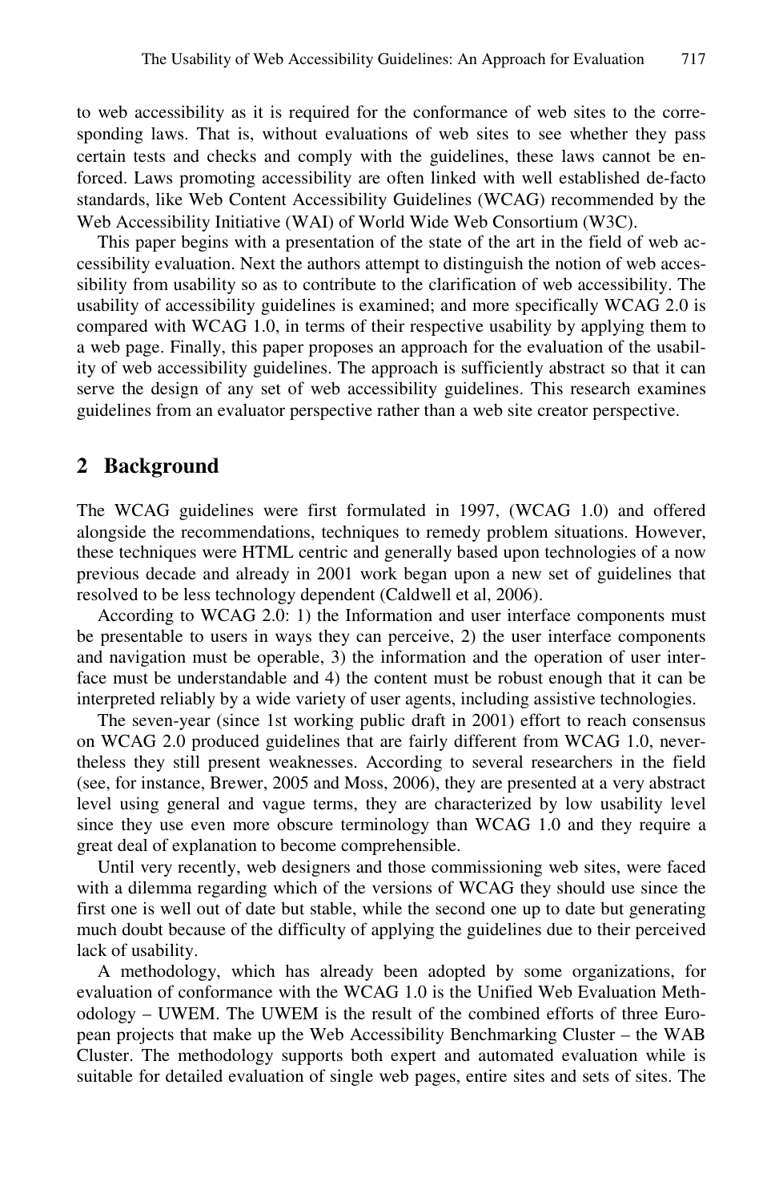to web accessibility as it is required for the conformance of web sites to the corresponding laws. That is, without evaluations of web sites to see whether they pass certain tests and checks and comply with the guidelines, these laws cannot be enforced. Laws promoting accessibility are often linked with well established de-facto standards, like Web Content Accessibility Guidelines (WCAG) recommended by the Web Accessibility Initiative (WAI) of World Wide Web Consortium (W3C).

This paper begins with a presentation of the state of the art in the field of web accessibility evaluation. Next the authors attempt to distinguish the notion of web accessibility from usability so as to contribute to the clarification of web accessibility. The usability of accessibility guidelines is examined; and more specifically WCAG 2.0 is compared with WCAG 1.0, in terms of their respective usability by applying them to a web page. Finally, this paper proposes an approach for the evaluation of the usability of web accessibility guidelines. The approach is sufficiently abstract so that it can serve the design of any set of web accessibility guidelines. This research examines guidelines from an evaluator perspective rather than a web site creator perspective.

## 2 Background

The WCAG guidelines were first formulated in 1997, (WCAG 1.0) and offered alongside the recommendations, techniques to remedy problem situations. However, these techniques were HTML centric and generally based upon technologies of a now previous decade and already in 2001 work began upon a new set of guidelines that resolved to be less technology dependent (Caldwell et al, 2006).

According to WCAG 2.0: 1) the Information and user interface components must be presentable to users in ways they can perceive, 2) the user interface components and navigation must be operable, 3) the information and the operation of user interface must be understandable and 4) the content must be robust enough that it can be interpreted reliably by a wide variety of user agents, including assistive technologies.

The seven-year (since 1st working public draft in 2001) effort to reach consensus on WCAG 2.0 produced guidelines that are fairly different from WCAG 1.0, nevertheless they still present weaknesses. According to several researchers in the field (see, for instance, Brewer, 2005 and Moss, 2006), they are presented at a very abstract level using general and vague terms, they are characterized by low usability level since they use even more obscure terminology than WCAG 1.0 and they require a great deal of explanation to become comprehensible.

Until very recently, web designers and those commissioning web sites, were faced with a dilemma regarding which of the versions of WCAG they should use since the first one is well out of date but stable, while the second one up to date but generating much doubt because of the difficulty of applying the guidelines due to their perceived lack of usability.

A methodology, which has already been adopted by some organizations, for evaluation of conformance with the WCAG 1.0 is the Unified Web Evaluation Methodology – UWEM. The UWEM is the result of the combined efforts of three European projects that make up the Web Accessibility Benchmarking Cluster – the WAB Cluster. The methodology supports both expert and automated evaluation while is suitable for detailed evaluation of single web pages, entire sites and sets of sites. The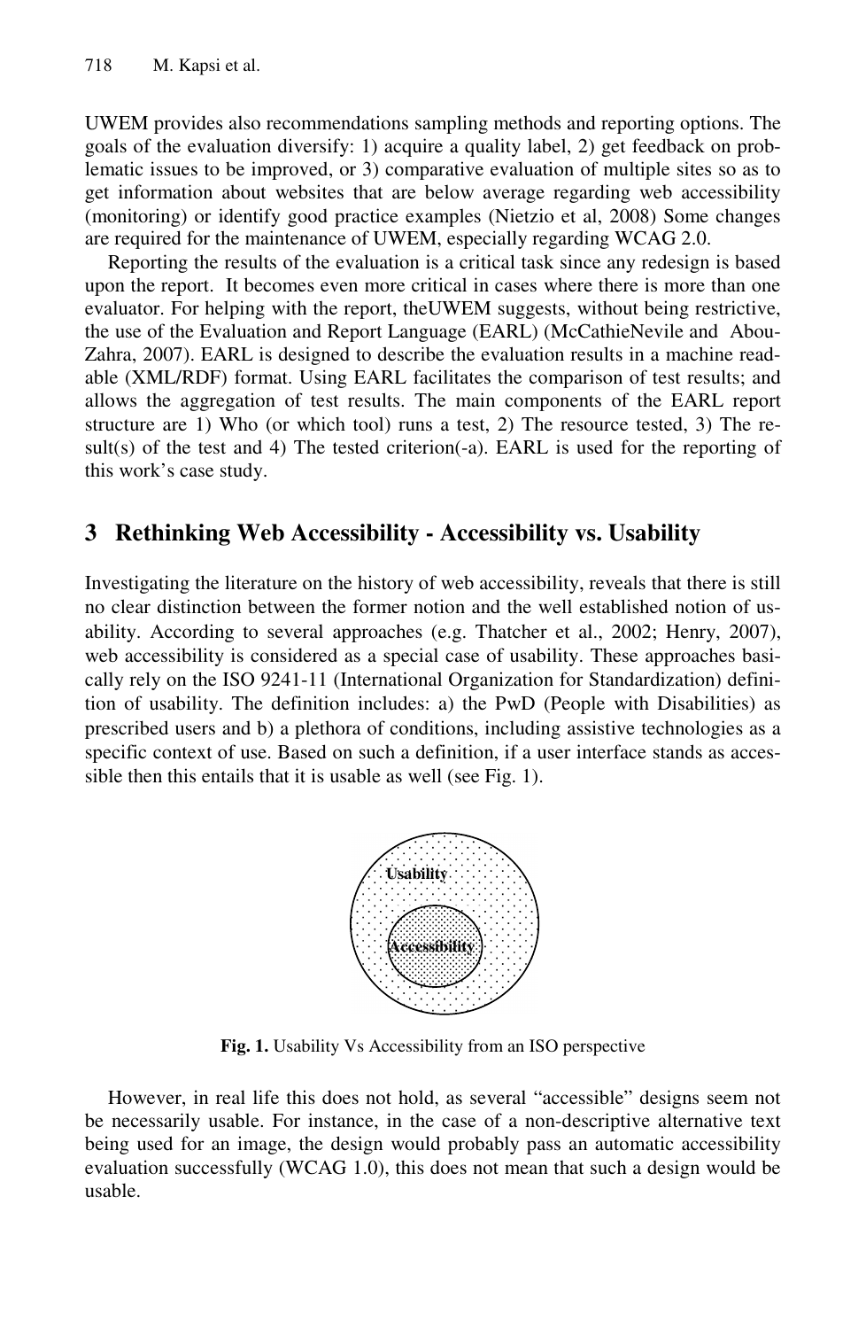UWEM provides also recommendations sampling methods and reporting options. The goals of the evaluation diversify: 1) acquire a quality label, 2) get feedback on problematic issues to be improved, or 3) comparative evaluation of multiple sites so as to get information about websites that are below average regarding web accessibility (monitoring) or identify good practice examples (Nietzio et al, 2008) Some changes are required for the maintenance of UWEM, especially regarding WCAG 2.0.

Reporting the results of the evaluation is a critical task since any redesign is based upon the report. It becomes even more critical in cases where there is more than one evaluator. For helping with the report, theUWEM suggests, without being restrictive, the use of the Evaluation and Report Language (EARL) (McCathieNevile and Abou-Zahra, 2007). EARL is designed to describe the evaluation results in a machine readable (XML/RDF) format. Using EARL facilitates the comparison of test results; and allows the aggregation of test results. The main components of the EARL report structure are 1) Who (or which tool) runs a test, 2) The resource tested, 3) The result(s) of the test and 4) The tested criterion(-a). EARL is used for the reporting of this work's case study.

## 3 Rethinking Web Accessibility - Accessibility vs. Usability

Investigating the literature on the history of web accessibility, reveals that there is still no clear distinction between the former notion and the well established notion of usability. According to several approaches (e.g. Thatcher et al., 2002; Henry, 2007), web accessibility is considered as a special case of usability. These approaches basically rely on the ISO 9241-11 (International Organization for Standardization) definition of usability. The definition includes: a) the PwD (People with Disabilities) as prescribed users and b) a plethora of conditions, including assistive technologies as a specific context of use. Based on such a definition, if a user interface stands as accessible then this entails that it is usable as well (see Fig. 1).

Usability

Accessibility

**Fig. 1.** Usability Vs Accessibility from an ISO perspective

However, in real life this does not hold, as several "accessible" designs seem not be necessarily usable. For instance, in the case of a non-descriptive alternative text being used for an image, the design would probably pass an automatic accessibility evaluation successfully (WCAG 1.0), this does not mean that such a design would be usable.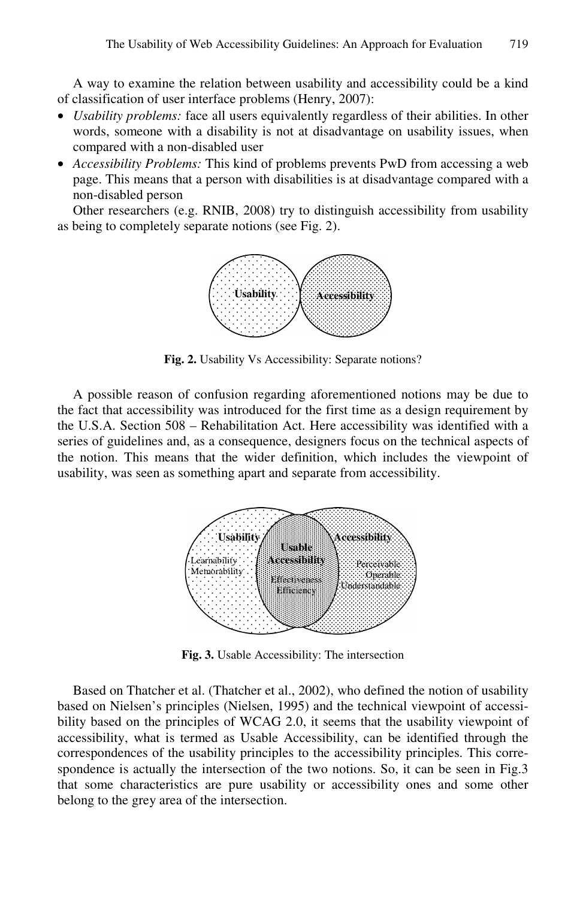A way to examine the relation between usability and accessibility could be a kind of classification of user interface problems (Henry, 2007):

- *Usability problems:* face all users equivalently regardless of their abilities. In other words, someone with a disability is not at disadvantage on usability issues, when compared with a non-disabled user
- *Accessibility Problems:* This kind of problems prevents PwD from accessing a web page. This means that a person with disabilities is at disadvantage compared with a non-disabled person

Other researchers (e.g. RNIB, 2008) try to distinguish accessibility from usability as being to completely separate notions (see Fig. 2).

**Fig. 2.** Usability Vs Accessibility: Separate notions?

A possible reason of confusion regarding aforementioned notions may be due to the fact that accessibility was introduced for the first time as a design requirement by the U.S.A. Section 508 – Rehabilitation Act. Here accessibility was identified with a series of guidelines and, as a consequence, designers focus on the technical aspects of the notion. This means that the wider definition, which includes the viewpoint of usability, was seen as something apart and separate from accessibility.

**Fig. 3.** Usable Accessibility: The intersection

Based on Thatcher et al. (Thatcher et al., 2002), who defined the notion of usability based on Nielsen's principles (Nielsen, 1995) and the technical viewpoint of accessibility based on the principles of WCAG 2.0, it seems that the usability viewpoint of accessibility, what is termed as Usable Accessibility, can be identified through the correspondences of the usability principles to the accessibility principles. This correspondence is actually the intersection of the two notions. So, it can be seen in Fig.3 that some characteristics are pure usability or accessibility ones and some other belong to the grey area of the intersection.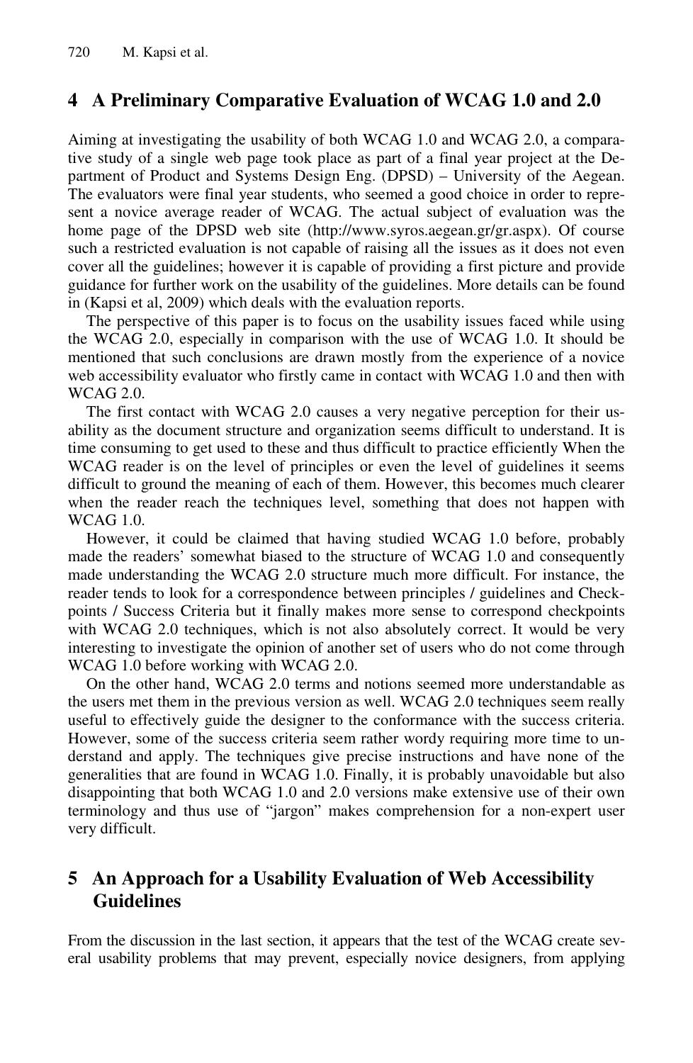## 4 A Preliminary Comparative Evaluation of WCAG 1.0 and 2.0

Aiming at investigating the usability of both WCAG 1.0 and WCAG 2.0, a comparative study of a single web page took place as part of a final year project at the Department of Product and Systems Design Eng. (DPSD) – University of the Aegean. The evaluators were final year students, who seemed a good choice in order to represent a novice average reader of WCAG. The actual subject of evaluation was the home page of the DPSD web site (http://www.syros.aegean.gr/gr.aspx). Of course such a restricted evaluation is not capable of raising all the issues as it does not even cover all the guidelines; however it is capable of providing a first picture and provide guidance for further work on the usability of the guidelines. More details can be found in (Kapsi et al, 2009) which deals with the evaluation reports.

The perspective of this paper is to focus on the usability issues faced while using the WCAG 2.0, especially in comparison with the use of WCAG 1.0. It should be mentioned that such conclusions are drawn mostly from the experience of a novice web accessibility evaluator who firstly came in contact with WCAG 1.0 and then with WCAG 2.0.

The first contact with WCAG 2.0 causes a very negative perception for their usability as the document structure and organization seems difficult to understand. It is time consuming to get used to these and thus difficult to practice efficiently When the WCAG reader is on the level of principles or even the level of guidelines it seems difficult to ground the meaning of each of them. However, this becomes much clearer when the reader reach the techniques level, something that does not happen with WCAG 1.0.

However, it could be claimed that having studied WCAG 1.0 before, probably made the readers' somewhat biased to the structure of WCAG 1.0 and consequently made understanding the WCAG 2.0 structure much more difficult. For instance, the reader tends to look for a correspondence between principles / guidelines and Checkpoints / Success Criteria but it finally makes more sense to correspond checkpoints with WCAG 2.0 techniques, which is not also absolutely correct. It would be very interesting to investigate the opinion of another set of users who do not come through WCAG 1.0 before working with WCAG 2.0.

On the other hand, WCAG 2.0 terms and notions seemed more understandable as the users met them in the previous version as well. WCAG 2.0 techniques seem really useful to effectively guide the designer to the conformance with the success criteria. However, some of the success criteria seem rather wordy requiring more time to understand and apply. The techniques give precise instructions and have none of the generalities that are found in WCAG 1.0. Finally, it is probably unavoidable but also disappointing that both WCAG 1.0 and 2.0 versions make extensive use of their own terminology and thus use of "jargon" makes comprehension for a non-expert user very difficult.

## 5 An Approach for a Usability Evaluation of Web Accessibility Guidelines

From the discussion in the last section, it appears that the test of the WCAG create several usability problems that may prevent, especially novice designers, from applying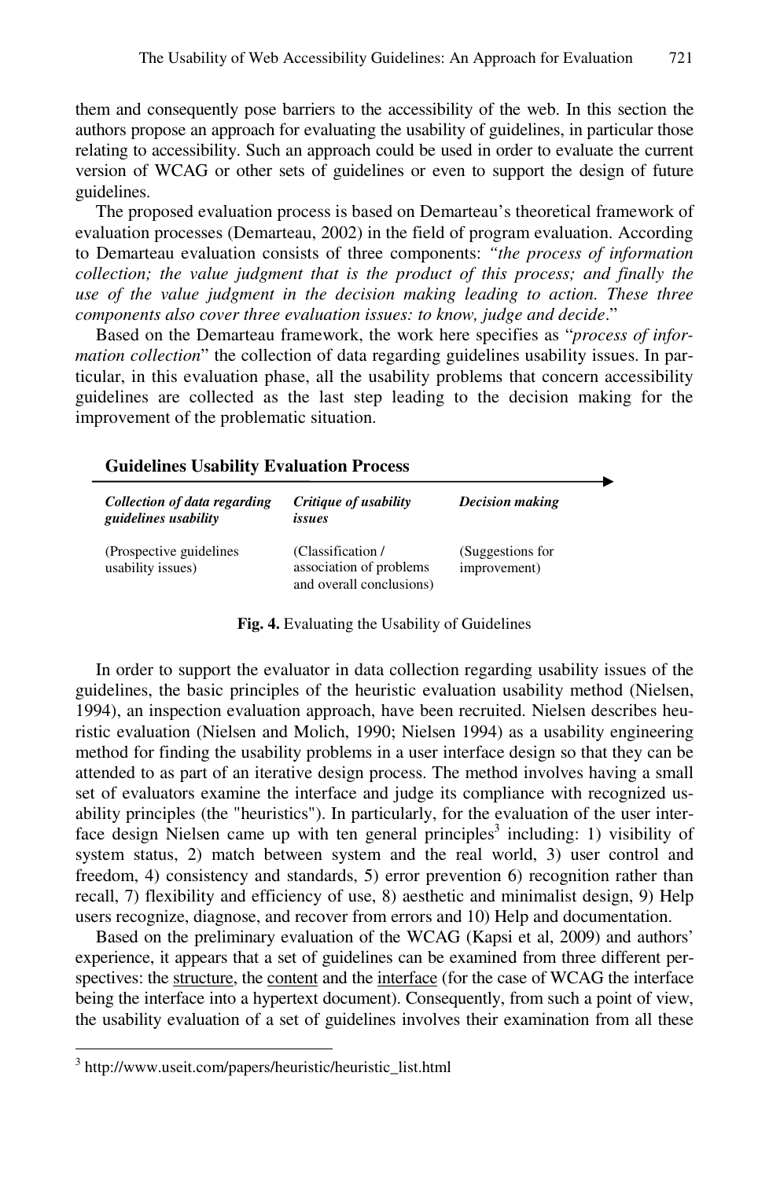them and consequently pose barriers to the accessibility of the web. In this section the authors propose an approach for evaluating the usability of guidelines, in particular those relating to accessibility. Such an approach could be used in order to evaluate the current version of WCAG or other sets of guidelines or even to support the design of future guidelines.

The proposed evaluation process is based on Demarteau's theoretical framework of evaluation processes (Demarteau, 2002) in the field of program evaluation. According to Demarteau evaluation consists of three components: *"the process of information collection; the value judgment that is the product of this process; and finally the use of the value judgment in the decision making leading to action. These three components also cover three evaluation issues: to know, judge and decide*."

Based on the Demarteau framework, the work here specifies as "*process of information collection*" the collection of data regarding guidelines usability issues. In particular, in this evaluation phase, all the usability problems that concern accessibility guidelines are collected as the last step leading to the decision making for the improvement of the problematic situation.

**Guidelines Usability Evaluation Process**

| ***Collection of data regarding guidelines usability*** | ***Critique of usability issues*** | ***Decision making*** |
|---|---|---|
| (Prospective guidelines usability issues) | (Classification / association of problems and overall conclusions) | (Suggestions for improvement) |

**Fig. 4.** Evaluating the Usability of Guidelines

In order to support the evaluator in data collection regarding usability issues of the guidelines, the basic principles of the heuristic evaluation usability method (Nielsen, 1994), an inspection evaluation approach, have been recruited. Nielsen describes heuristic evaluation (Nielsen and Molich, 1990; Nielsen 1994) as a usability engineering method for finding the usability problems in a user interface design so that they can be attended to as part of an iterative design process. The method involves having a small set of evaluators examine the interface and judge its compliance with recognized usability principles (the "heuristics"). In particularly, for the evaluation of the user interface design Nielsen came up with ten general principles[3] including: 1) visibility of system status, 2) match between system and the real world, 3) user control and freedom, 4) consistency and standards, 5) error prevention 6) recognition rather than recall, 7) flexibility and efficiency of use, 8) aesthetic and minimalist design, 9) Help users recognize, diagnose, and recover from errors and 10) Help and documentation.

Based on the preliminary evaluation of the WCAG (Kapsi et al, 2009) and authors' experience, it appears that a set of guidelines can be examined from three different perspectives: the structure, the content and the interface (for the case of WCAG the interface being the interface into a hypertext document). Consequently, from such a point of view, the usability evaluation of a set of guidelines involves their examination from all these

[3] http://www.useit.com/papers/heuristic/heuristic_list.html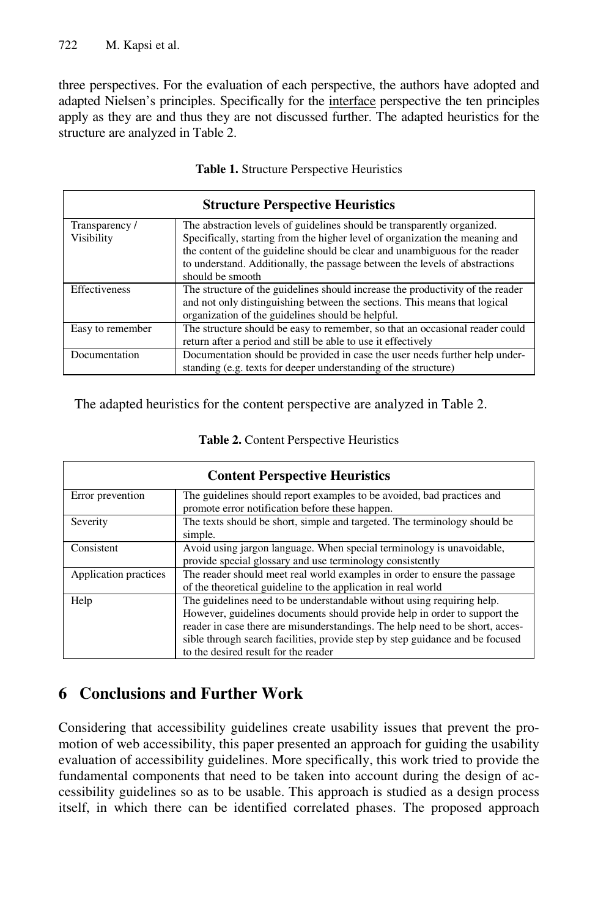three perspectives. For the evaluation of each perspective, the authors have adopted and adapted Nielsen's principles. Specifically for the interface perspective the ten principles apply as they are and thus they are not discussed further. The adapted heuristics for the structure are analyzed in Table 2.

**Table 1.** Structure Perspective Heuristics

| **Structure Perspective Heuristics** | |
|---|---|
| Transparency / Visibility | The abstraction levels of guidelines should be transparently organized. Specifically, starting from the higher level of organization the meaning and the content of the guideline should be clear and unambiguous for the reader to understand. Additionally, the passage between the levels of abstractions should be smooth |
| Effectiveness | The structure of the guidelines should increase the productivity of the reader and not only distinguishing between the sections. This means that logical organization of the guidelines should be helpful. |
| Easy to remember | The structure should be easy to remember, so that an occasional reader could return after a period and still be able to use it effectively |
| Documentation | Documentation should be provided in case the user needs further help understanding (e.g. texts for deeper understanding of the structure) |

The adapted heuristics for the content perspective are analyzed in Table 2.

**Table 2.** Content Perspective Heuristics

| **Content Perspective Heuristics** | |
|---|---|
| Error prevention | The guidelines should report examples to be avoided, bad practices and promote error notification before these happen. |
| Severity | The texts should be short, simple and targeted. The terminology should be simple. |
| Consistent | Avoid using jargon language. When special terminology is unavoidable, provide special glossary and use terminology consistently |
| Application practices | The reader should meet real world examples in order to ensure the passage of the theoretical guideline to the application in real world |
| Help | The guidelines need to be understandable without using requiring help. However, guidelines documents should provide help in order to support the reader in case there are misunderstandings. The help need to be short, accessible through search facilities, provide step by step guidance and be focused to the desired result for the reader |

## 6 Conclusions and Further Work

Considering that accessibility guidelines create usability issues that prevent the promotion of web accessibility, this paper presented an approach for guiding the usability evaluation of accessibility guidelines. More specifically, this work tried to provide the fundamental components that need to be taken into account during the design of accessibility guidelines so as to be usable. This approach is studied as a design process itself, in which there can be identified correlated phases. The proposed approach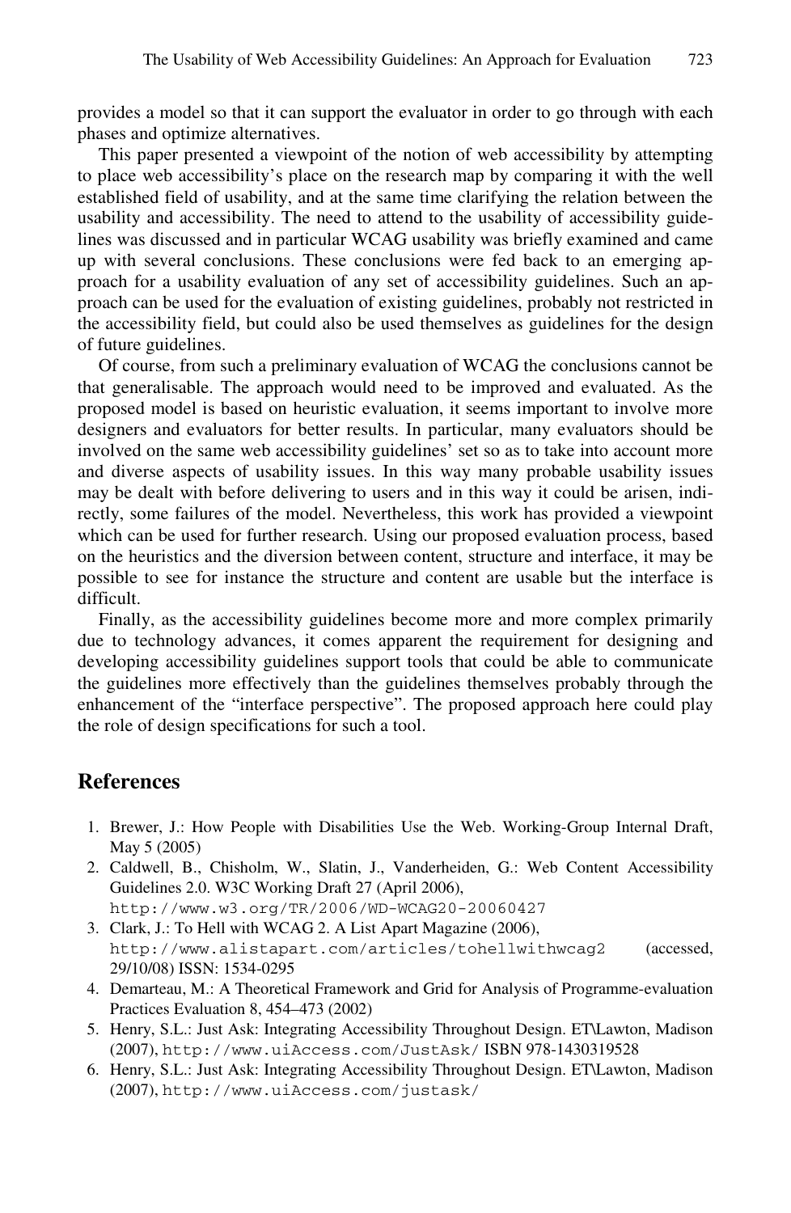provides a model so that it can support the evaluator in order to go through with each phases and optimize alternatives.

This paper presented a viewpoint of the notion of web accessibility by attempting to place web accessibility's place on the research map by comparing it with the well established field of usability, and at the same time clarifying the relation between the usability and accessibility. The need to attend to the usability of accessibility guidelines was discussed and in particular WCAG usability was briefly examined and came up with several conclusions. These conclusions were fed back to an emerging approach for a usability evaluation of any set of accessibility guidelines. Such an approach can be used for the evaluation of existing guidelines, probably not restricted in the accessibility field, but could also be used themselves as guidelines for the design of future guidelines.

Of course, from such a preliminary evaluation of WCAG the conclusions cannot be that generalisable. The approach would need to be improved and evaluated. As the proposed model is based on heuristic evaluation, it seems important to involve more designers and evaluators for better results. In particular, many evaluators should be involved on the same web accessibility guidelines' set so as to take into account more and diverse aspects of usability issues. In this way many probable usability issues may be dealt with before delivering to users and in this way it could be arisen, indirectly, some failures of the model. Nevertheless, this work has provided a viewpoint which can be used for further research. Using our proposed evaluation process, based on the heuristics and the diversion between content, structure and interface, it may be possible to see for instance the structure and content are usable but the interface is difficult.

Finally, as the accessibility guidelines become more and more complex primarily due to technology advances, it comes apparent the requirement for designing and developing accessibility guidelines support tools that could be able to communicate the guidelines more effectively than the guidelines themselves probably through the enhancement of the "interface perspective". The proposed approach here could play the role of design specifications for such a tool.

## References

1. Brewer, J.: How People with Disabilities Use the Web. Working-Group Internal Draft, May 5 (2005)
2. Caldwell, B., Chisholm, W., Slatin, J., Vanderheiden, G.: Web Content Accessibility Guidelines 2.0. W3C Working Draft 27 (April 2006), http://www.w3.org/TR/2006/WD-WCAG20-20060427
3. Clark, J.: To Hell with WCAG 2. A List Apart Magazine (2006), http://www.alistapart.com/articles/tohellwithwcag2 (accessed, 29/10/08) ISSN: 1534-0295
4. Demarteau, M.: A Theoretical Framework and Grid for Analysis of Programme-evaluation Practices Evaluation 8, 454–473 (2002)
5. Henry, S.L.: Just Ask: Integrating Accessibility Throughout Design. ET\Lawton, Madison (2007), http://www.uiAccess.com/JustAsk/ ISBN 978-1430319528
6. Henry, S.L.: Just Ask: Integrating Accessibility Throughout Design. ET\Lawton, Madison (2007), http://www.uiAccess.com/justask/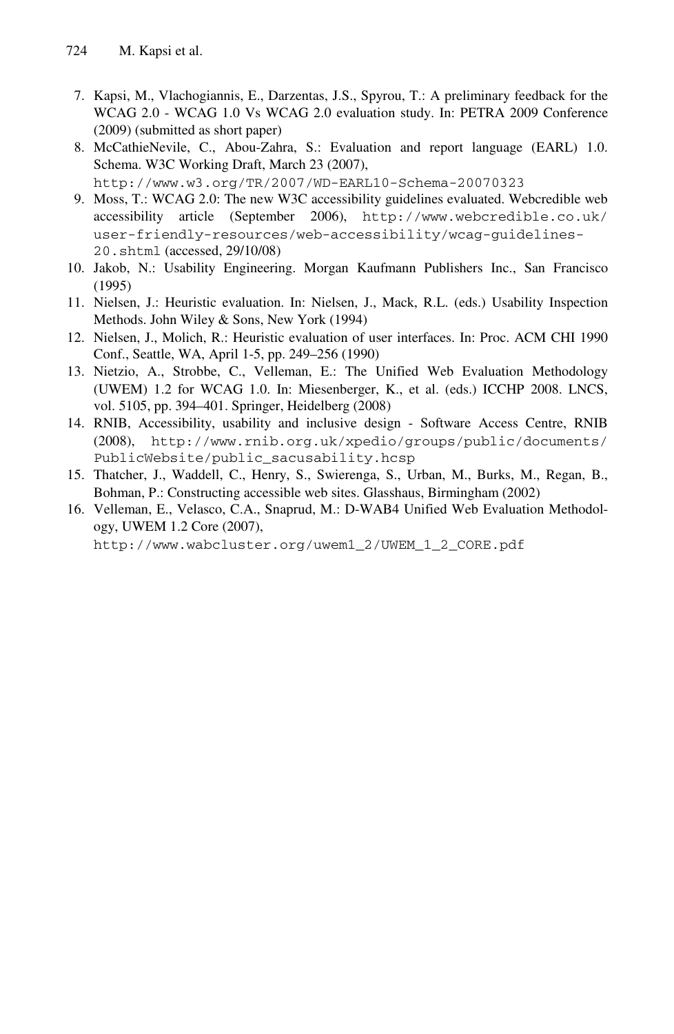7. Kapsi, M., Vlachogiannis, E., Darzentas, J.S., Spyrou, T.: A preliminary feedback for the WCAG 2.0 - WCAG 1.0 Vs WCAG 2.0 evaluation study. In: PETRA 2009 Conference (2009) (submitted as short paper)
8. McCathieNevile, C., Abou-Zahra, S.: Evaluation and report language (EARL) 1.0. Schema. W3C Working Draft, March 23 (2007), http://www.w3.org/TR/2007/WD-EARL10-Schema-20070323
9. Moss, T.: WCAG 2.0: The new W3C accessibility guidelines evaluated. Webcredible web accessibility article (September 2006), http://www.webcredible.co.uk/user-friendly-resources/web-accessibility/wcag-guidelines-20.shtml (accessed, 29/10/08)
10. Jakob, N.: Usability Engineering. Morgan Kaufmann Publishers Inc., San Francisco (1995)
11. Nielsen, J.: Heuristic evaluation. In: Nielsen, J., Mack, R.L. (eds.) Usability Inspection Methods. John Wiley & Sons, New York (1994)
12. Nielsen, J., Molich, R.: Heuristic evaluation of user interfaces. In: Proc. ACM CHI 1990 Conf., Seattle, WA, April 1-5, pp. 249–256 (1990)
13. Nietzio, A., Strobbe, C., Velleman, E.: The Unified Web Evaluation Methodology (UWEM) 1.2 for WCAG 1.0. In: Miesenberger, K., et al. (eds.) ICCHP 2008. LNCS, vol. 5105, pp. 394–401. Springer, Heidelberg (2008)
14. RNIB, Accessibility, usability and inclusive design - Software Access Centre, RNIB (2008), http://www.rnib.org.uk/xpedio/groups/public/documents/PublicWebsite/public_sacusability.hcsp
15. Thatcher, J., Waddell, C., Henry, S., Swierenga, S., Urban, M., Burks, M., Regan, B., Bohman, P.: Constructing accessible web sites. Glasshaus, Birmingham (2002)
16. Velleman, E., Velasco, C.A., Snaprud, M.: D-WAB4 Unified Web Evaluation Methodology, UWEM 1.2 Core (2007), http://www.wabcluster.org/uwem1_2/UWEM_1_2_CORE.pdf